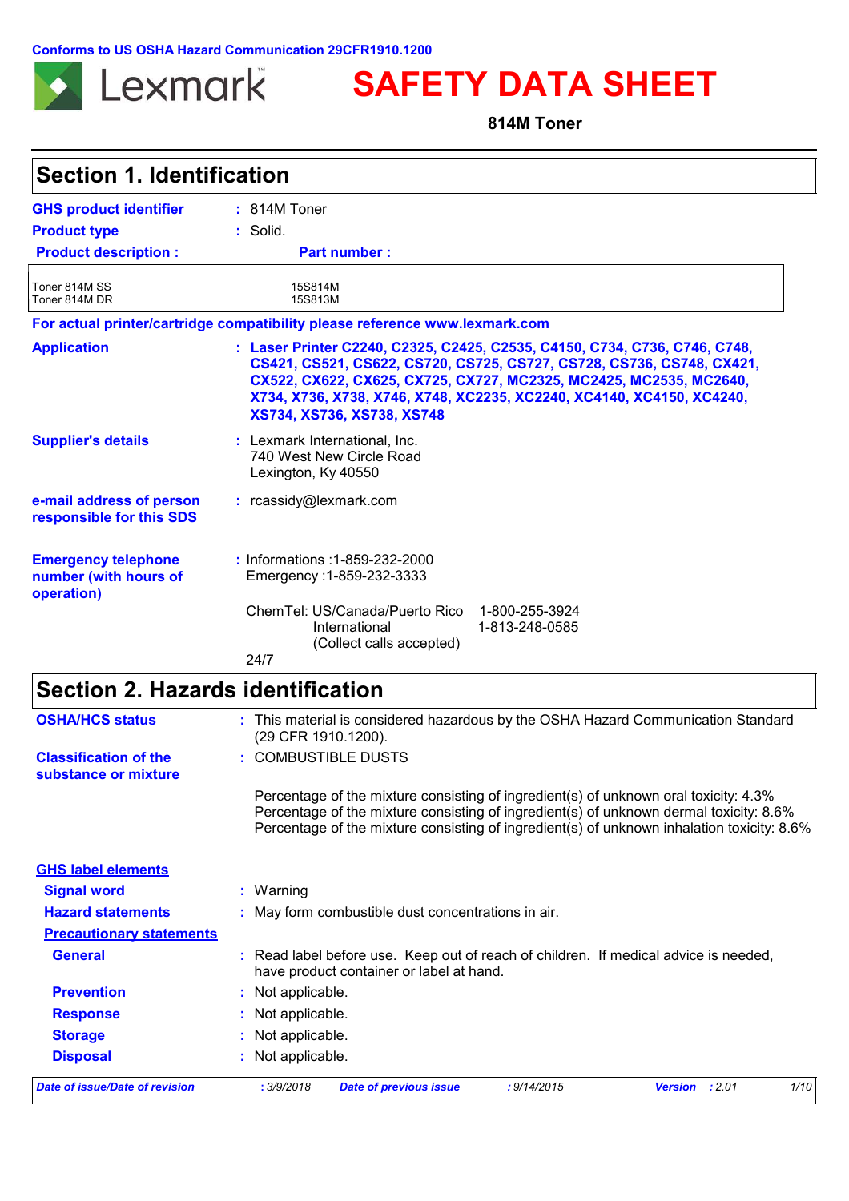Conforms to US OSHA Hazard Communication 29CFR1910.1200

Lexmark

# SAFETY DATA SHEET

**814M Toner**

## Section 1. Identification

**GHS product identifier** : 814M Toner

**Product type** : Solid.

| Product description : | Part number : |
|---|---|
| Toner 814M SS<br>Toner 814M DR | 15S814M<br>15S813M |

**For actual printer/cartridge compatibility please reference www.lexmark.com**

**Application** : **Laser Printer C2240, C2325, C2425, C2535, C4150, C734, C736, C746, C748, CS421, CS521, CS622, CS720, CS725, CS727, CS728, CS736, CS748, CX421, CX522, CX622, CX625, CX725, CX727, MC2325, MC2425, MC2535, MC2640, X734, X736, X738, X746, X748, XC2235, XC2240, XC4140, XC4150, XC4240, XS734, XS736, XS738, XS748**

**Supplier's details** : Lexmark International, Inc.
740 West New Circle Road
Lexington, Ky 40550

**e-mail address of person responsible for this SDS** : rcassidy@lexmark.com

**Emergency telephone number (with hours of operation)** : Informations :1-859-232-2000
Emergency :1-859-232-3333

ChemTel: US/Canada/Puerto Rico 1-800-255-3924
International 1-813-248-0585
(Collect calls accepted)

24/7

## Section 2. Hazards identification

**OSHA/HCS status** : This material is considered hazardous by the OSHA Hazard Communication Standard (29 CFR 1910.1200).

**Classification of the substance or mixture** : COMBUSTIBLE DUSTS

Percentage of the mixture consisting of ingredient(s) of unknown oral toxicity: 4.3%
Percentage of the mixture consisting of ingredient(s) of unknown dermal toxicity: 8.6%
Percentage of the mixture consisting of ingredient(s) of unknown inhalation toxicity: 8.6%

**GHS label elements**

**Signal word** : Warning

**Hazard statements** : May form combustible dust concentrations in air.

**Precautionary statements**

**General** : Read label before use. Keep out of reach of children. If medical advice is needed, have product container or label at hand.

**Prevention** : Not applicable.

**Response** : Not applicable.

**Storage** : Not applicable.

**Disposal** : Not applicable.

*Date of issue/Date of revision : 3/9/2018 Date of previous issue : 9/14/2015 Version : 2.01*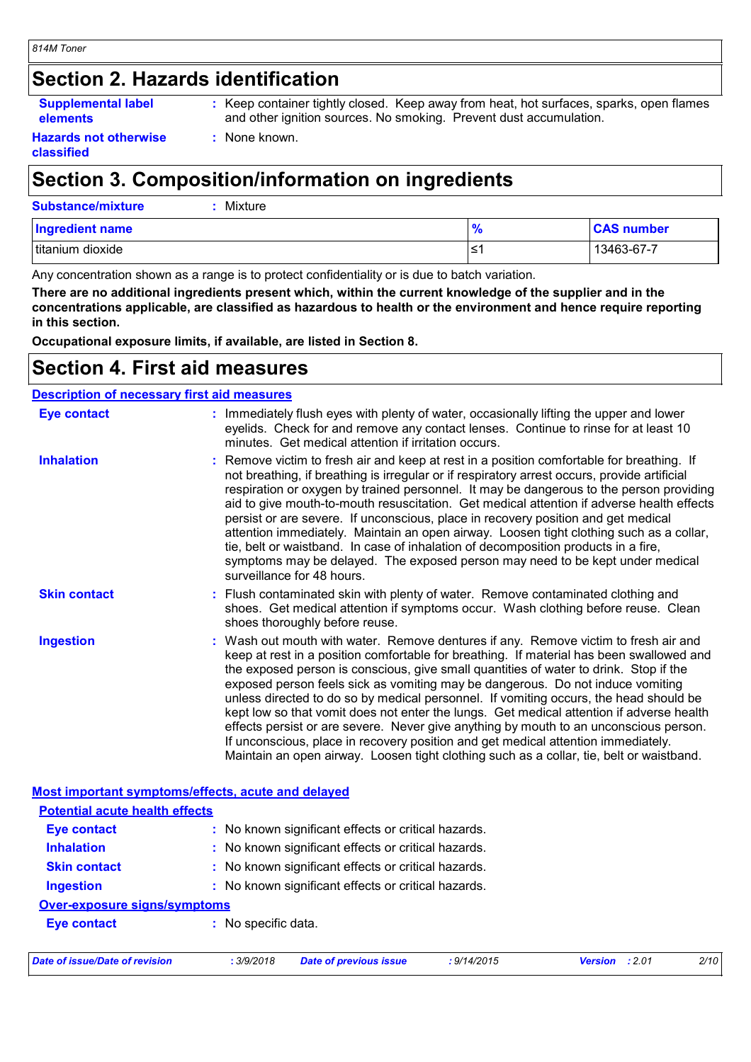## Section 2. Hazards identification

**Supplemental label elements** : Keep container tightly closed. Keep away from heat, hot surfaces, sparks, open flames and other ignition sources. No smoking. Prevent dust accumulation.

**Hazards not otherwise classified** : None known.

## Section 3. Composition/information on ingredients

**Substance/mixture** : Mixture

| Ingredient name | % | CAS number |
|---|---|---|
| titanium dioxide | ≤1 | 13463-67-7 |

Any concentration shown as a range is to protect confidentiality or is due to batch variation.

**There are no additional ingredients present which, within the current knowledge of the supplier and in the concentrations applicable, are classified as hazardous to health or the environment and hence require reporting in this section.**

**Occupational exposure limits, if available, are listed in Section 8.**

## Section 4. First aid measures

### Description of necessary first aid measures

**Eye contact** : Immediately flush eyes with plenty of water, occasionally lifting the upper and lower eyelids. Check for and remove any contact lenses. Continue to rinse for at least 10 minutes. Get medical attention if irritation occurs.

**Inhalation** : Remove victim to fresh air and keep at rest in a position comfortable for breathing. If not breathing, if breathing is irregular or if respiratory arrest occurs, provide artificial respiration or oxygen by trained personnel. It may be dangerous to the person providing aid to give mouth-to-mouth resuscitation. Get medical attention if adverse health effects persist or are severe. If unconscious, place in recovery position and get medical attention immediately. Maintain an open airway. Loosen tight clothing such as a collar, tie, belt or waistband. In case of inhalation of decomposition products in a fire, symptoms may be delayed. The exposed person may need to be kept under medical surveillance for 48 hours.

**Skin contact** : Flush contaminated skin with plenty of water. Remove contaminated clothing and shoes. Get medical attention if symptoms occur. Wash clothing before reuse. Clean shoes thoroughly before reuse.

**Ingestion** : Wash out mouth with water. Remove dentures if any. Remove victim to fresh air and keep at rest in a position comfortable for breathing. If material has been swallowed and the exposed person is conscious, give small quantities of water to drink. Stop if the exposed person feels sick as vomiting may be dangerous. Do not induce vomiting unless directed to do so by medical personnel. If vomiting occurs, the head should be kept low so that vomit does not enter the lungs. Get medical attention if adverse health effects persist or are severe. Never give anything by mouth to an unconscious person. If unconscious, place in recovery position and get medical attention immediately. Maintain an open airway. Loosen tight clothing such as a collar, tie, belt or waistband.

### Most important symptoms/effects, acute and delayed

#### Potential acute health effects

**Eye contact** : No known significant effects or critical hazards.

**Inhalation** : No known significant effects or critical hazards.

**Skin contact** : No known significant effects or critical hazards.

**Ingestion** : No known significant effects or critical hazards.

#### Over-exposure signs/symptoms

**Eye contact** : No specific data.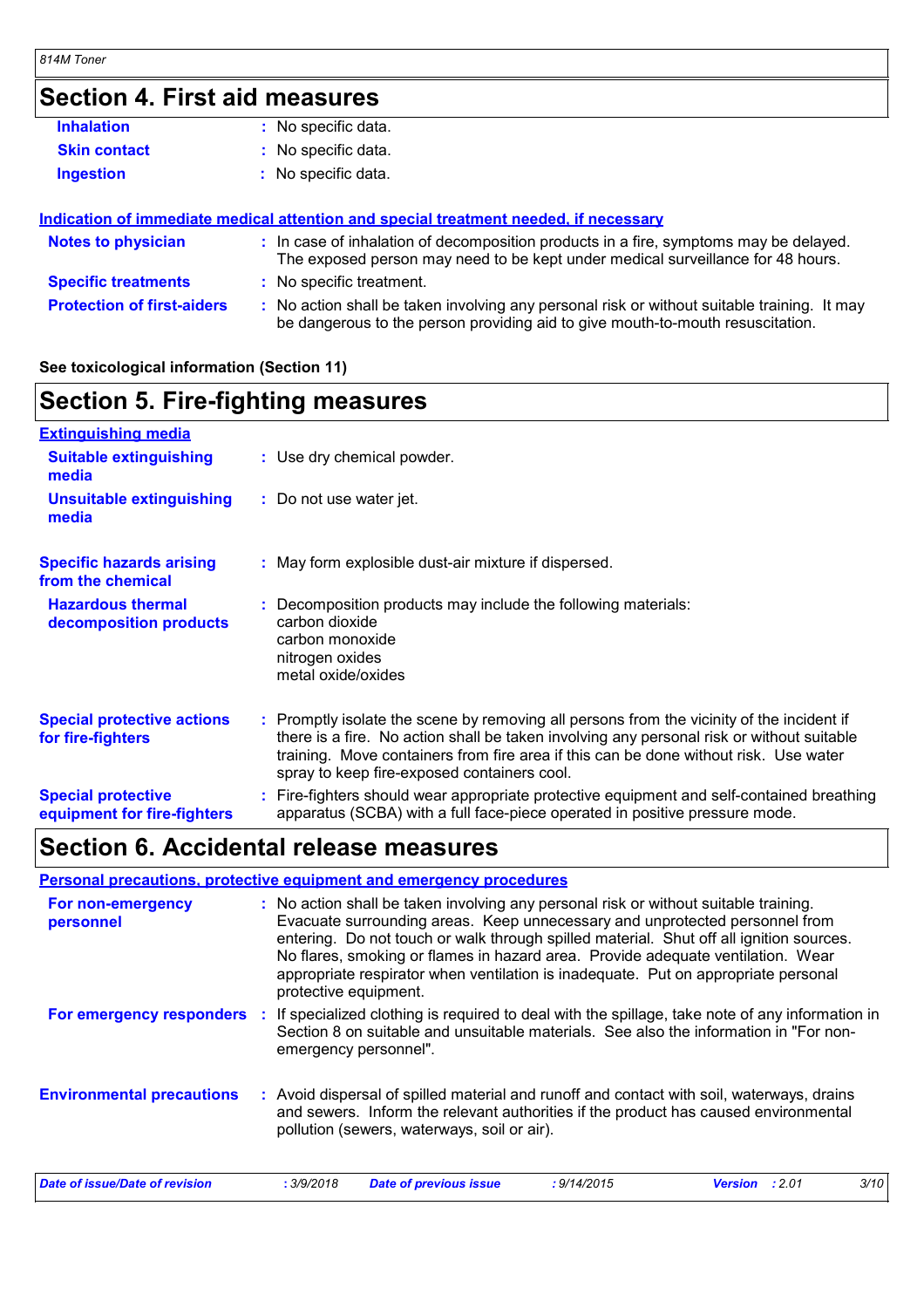## Section 4. First aid measures

**Inhalation** : No specific data.

**Skin contact** : No specific data.

**Ingestion** : No specific data.

### Indication of immediate medical attention and special treatment needed, if necessary

**Notes to physician** : In case of inhalation of decomposition products in a fire, symptoms may be delayed. The exposed person may need to be kept under medical surveillance for 48 hours.

**Specific treatments** : No specific treatment.

**Protection of first-aiders** : No action shall be taken involving any personal risk or without suitable training. It may be dangerous to the person providing aid to give mouth-to-mouth resuscitation.

**See toxicological information (Section 11)**

## Section 5. Fire-fighting measures

### Extinguishing media

**Suitable extinguishing media** : Use dry chemical powder.

**Unsuitable extinguishing media** : Do not use water jet.

**Specific hazards arising from the chemical** : May form explosible dust-air mixture if dispersed.

**Hazardous thermal decomposition products** : Decomposition products may include the following materials:
carbon dioxide
carbon monoxide
nitrogen oxides
metal oxide/oxides

**Special protective actions for fire-fighters** : Promptly isolate the scene by removing all persons from the vicinity of the incident if there is a fire. No action shall be taken involving any personal risk or without suitable training. Move containers from fire area if this can be done without risk. Use water spray to keep fire-exposed containers cool.

**Special protective equipment for fire-fighters** : Fire-fighters should wear appropriate protective equipment and self-contained breathing apparatus (SCBA) with a full face-piece operated in positive pressure mode.

## Section 6. Accidental release measures

### Personal precautions, protective equipment and emergency procedures

**For non-emergency personnel** : No action shall be taken involving any personal risk or without suitable training. Evacuate surrounding areas. Keep unnecessary and unprotected personnel from entering. Do not touch or walk through spilled material. Shut off all ignition sources. No flares, smoking or flames in hazard area. Provide adequate ventilation. Wear appropriate respirator when ventilation is inadequate. Put on appropriate personal protective equipment.

**For emergency responders** : If specialized clothing is required to deal with the spillage, take note of any information in Section 8 on suitable and unsuitable materials. See also the information in "For non-emergency personnel".

**Environmental precautions** : Avoid dispersal of spilled material and runoff and contact with soil, waterways, drains and sewers. Inform the relevant authorities if the product has caused environmental pollution (sewers, waterways, soil or air).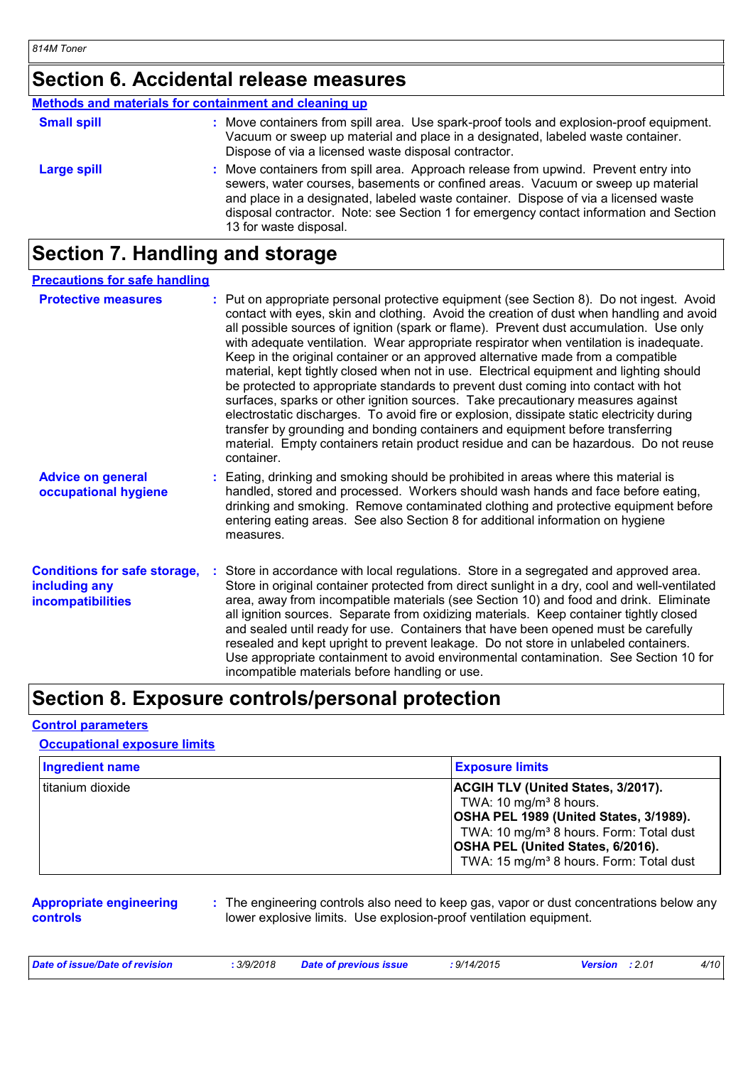## Section 6. Accidental release measures

### Methods and materials for containment and cleaning up

**Small spill** : Move containers from spill area. Use spark-proof tools and explosion-proof equipment. Vacuum or sweep up material and place in a designated, labeled waste container. Dispose of via a licensed waste disposal contractor.

**Large spill** : Move containers from spill area. Approach release from upwind. Prevent entry into sewers, water courses, basements or confined areas. Vacuum or sweep up material and place in a designated, labeled waste container. Dispose of via a licensed waste disposal contractor. Note: see Section 1 for emergency contact information and Section 13 for waste disposal.

## Section 7. Handling and storage

### Precautions for safe handling

**Protective measures** : Put on appropriate personal protective equipment (see Section 8). Do not ingest. Avoid contact with eyes, skin and clothing. Avoid the creation of dust when handling and avoid all possible sources of ignition (spark or flame). Prevent dust accumulation. Use only with adequate ventilation. Wear appropriate respirator when ventilation is inadequate. Keep in the original container or an approved alternative made from a compatible material, kept tightly closed when not in use. Electrical equipment and lighting should be protected to appropriate standards to prevent dust coming into contact with hot surfaces, sparks or other ignition sources. Take precautionary measures against electrostatic discharges. To avoid fire or explosion, dissipate static electricity during transfer by grounding and bonding containers and equipment before transferring material. Empty containers retain product residue and can be hazardous. Do not reuse container.

**Advice on general occupational hygiene** : Eating, drinking and smoking should be prohibited in areas where this material is handled, stored and processed. Workers should wash hands and face before eating, drinking and smoking. Remove contaminated clothing and protective equipment before entering eating areas. See also Section 8 for additional information on hygiene measures.

**Conditions for safe storage, including any incompatibilities** : Store in accordance with local regulations. Store in a segregated and approved area. Store in original container protected from direct sunlight in a dry, cool and well-ventilated area, away from incompatible materials (see Section 10) and food and drink. Eliminate all ignition sources. Separate from oxidizing materials. Keep container tightly closed and sealed until ready for use. Containers that have been opened must be carefully resealed and kept upright to prevent leakage. Do not store in unlabeled containers. Use appropriate containment to avoid environmental contamination. See Section 10 for incompatible materials before handling or use.

## Section 8. Exposure controls/personal protection

### Control parameters

#### Occupational exposure limits

| Ingredient name | Exposure limits |
|---|---|
| titanium dioxide | **ACGIH TLV (United States, 3/2017).**<br>TWA: 10 mg/m³ 8 hours.<br>**OSHA PEL 1989 (United States, 3/1989).**<br>TWA: 10 mg/m³ 8 hours. Form: Total dust<br>**OSHA PEL (United States, 6/2016).**<br>TWA: 15 mg/m³ 8 hours. Form: Total dust |

**Appropriate engineering controls** : The engineering controls also need to keep gas, vapor or dust concentrations below any lower explosive limits. Use explosion-proof ventilation equipment.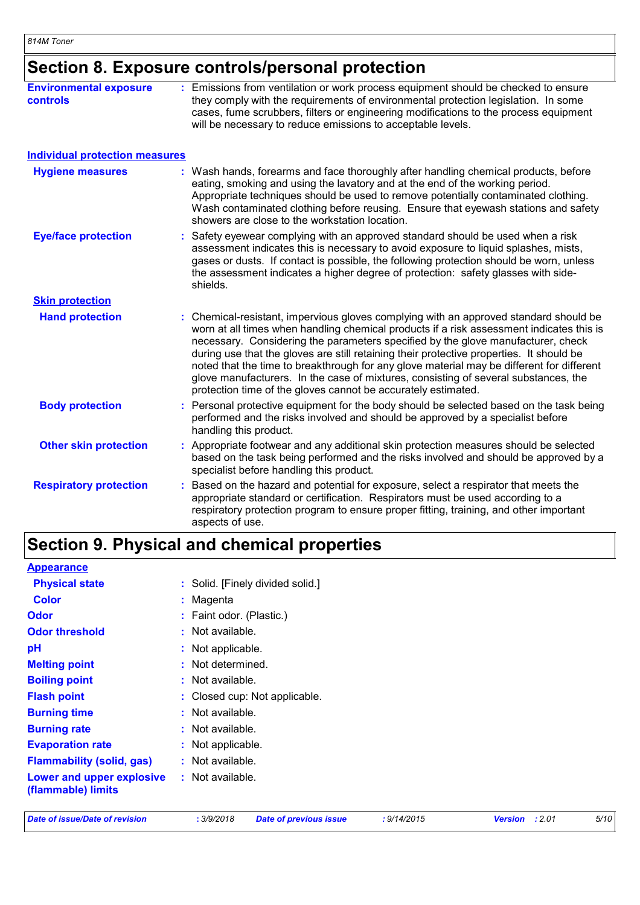## Section 8. Exposure controls/personal protection

| | |
|---|---|
| **Environmental exposure controls** | : Emissions from ventilation or work process equipment should be checked to ensure they comply with the requirements of environmental protection legislation. In some cases, fume scrubbers, filters or engineering modifications to the process equipment will be necessary to reduce emissions to acceptable levels. |

### Individual protection measures

| | |
|---|---|
| **Hygiene measures** | : Wash hands, forearms and face thoroughly after handling chemical products, before eating, smoking and using the lavatory and at the end of the working period. Appropriate techniques should be used to remove potentially contaminated clothing. Wash contaminated clothing before reusing. Ensure that eyewash stations and safety showers are close to the workstation location. |
| **Eye/face protection** | : Safety eyewear complying with an approved standard should be used when a risk assessment indicates this is necessary to avoid exposure to liquid splashes, mists, gases or dusts. If contact is possible, the following protection should be worn, unless the assessment indicates a higher degree of protection: safety glasses with side-shields. |

#### Skin protection

| | |
|---|---|
| **Hand protection** | : Chemical-resistant, impervious gloves complying with an approved standard should be worn at all times when handling chemical products if a risk assessment indicates this is necessary. Considering the parameters specified by the glove manufacturer, check during use that the gloves are still retaining their protective properties. It should be noted that the time to breakthrough for any glove material may be different for different glove manufacturers. In the case of mixtures, consisting of several substances, the protection time of the gloves cannot be accurately estimated. |
| **Body protection** | : Personal protective equipment for the body should be selected based on the task being performed and the risks involved and should be approved by a specialist before handling this product. |
| **Other skin protection** | : Appropriate footwear and any additional skin protection measures should be selected based on the task being performed and the risks involved and should be approved by a specialist before handling this product. |
| **Respiratory protection** | : Based on the hazard and potential for exposure, select a respirator that meets the appropriate standard or certification. Respirators must be used according to a respiratory protection program to ensure proper fitting, training, and other important aspects of use. |

## Section 9. Physical and chemical properties

### Appearance

| | |
|---|---|
| **Physical state** | : Solid. [Finely divided solid.] |
| **Color** | : Magenta |
| **Odor** | : Faint odor. (Plastic.) |
| **Odor threshold** | : Not available. |
| **pH** | : Not applicable. |
| **Melting point** | : Not determined. |
| **Boiling point** | : Not available. |
| **Flash point** | : Closed cup: Not applicable. |
| **Burning time** | : Not available. |
| **Burning rate** | : Not available. |
| **Evaporation rate** | : Not applicable. |
| **Flammability (solid, gas)** | : Not available. |
| **Lower and upper explosive (flammable) limits** | : Not available. |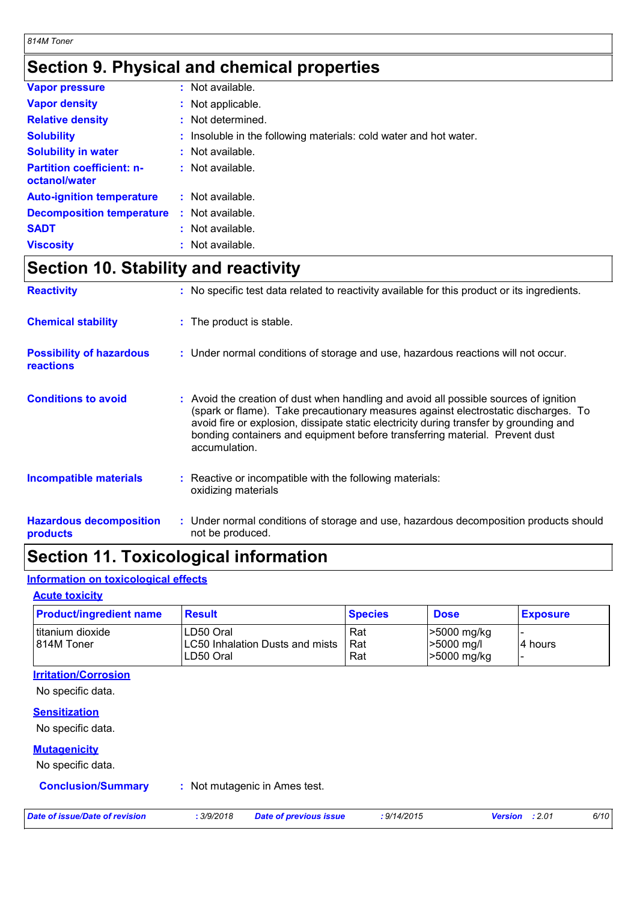## Section 9. Physical and chemical properties

| | | |
|---|---|---|
| **Vapor pressure** | : | Not available. |
| **Vapor density** | : | Not applicable. |
| **Relative density** | : | Not determined. |
| **Solubility** | : | Insoluble in the following materials: cold water and hot water. |
| **Solubility in water** | : | Not available. |
| **Partition coefficient: n-octanol/water** | : | Not available. |
| **Auto-ignition temperature** | : | Not available. |
| **Decomposition temperature** | : | Not available. |
| **SADT** | : | Not available. |
| **Viscosity** | : | Not available. |

## Section 10. Stability and reactivity

**Reactivity** : No specific test data related to reactivity available for this product or its ingredients.

**Chemical stability** : The product is stable.

**Possibility of hazardous reactions** : Under normal conditions of storage and use, hazardous reactions will not occur.

**Conditions to avoid** : Avoid the creation of dust when handling and avoid all possible sources of ignition (spark or flame). Take precautionary measures against electrostatic discharges. To avoid fire or explosion, dissipate static electricity during transfer by grounding and bonding containers and equipment before transferring material. Prevent dust accumulation.

**Incompatible materials** : Reactive or incompatible with the following materials: oxidizing materials

**Hazardous decomposition products** : Under normal conditions of storage and use, hazardous decomposition products should not be produced.

## Section 11. Toxicological information

### Information on toxicological effects

#### Acute toxicity

| Product/ingredient name | Result | Species | Dose | Exposure |
|---|---|---|---|---|
| titanium dioxide | LD50 Oral | Rat | >5000 mg/kg | - |
| 814M Toner | LC50 Inhalation Dusts and mists | Rat | >5000 mg/l | 4 hours |
| | LD50 Oral | Rat | >5000 mg/kg | - |

#### Irritation/Corrosion

No specific data.

#### Sensitization

No specific data.

#### Mutagenicity

No specific data.

**Conclusion/Summary** : Not mutagenic in Ames test.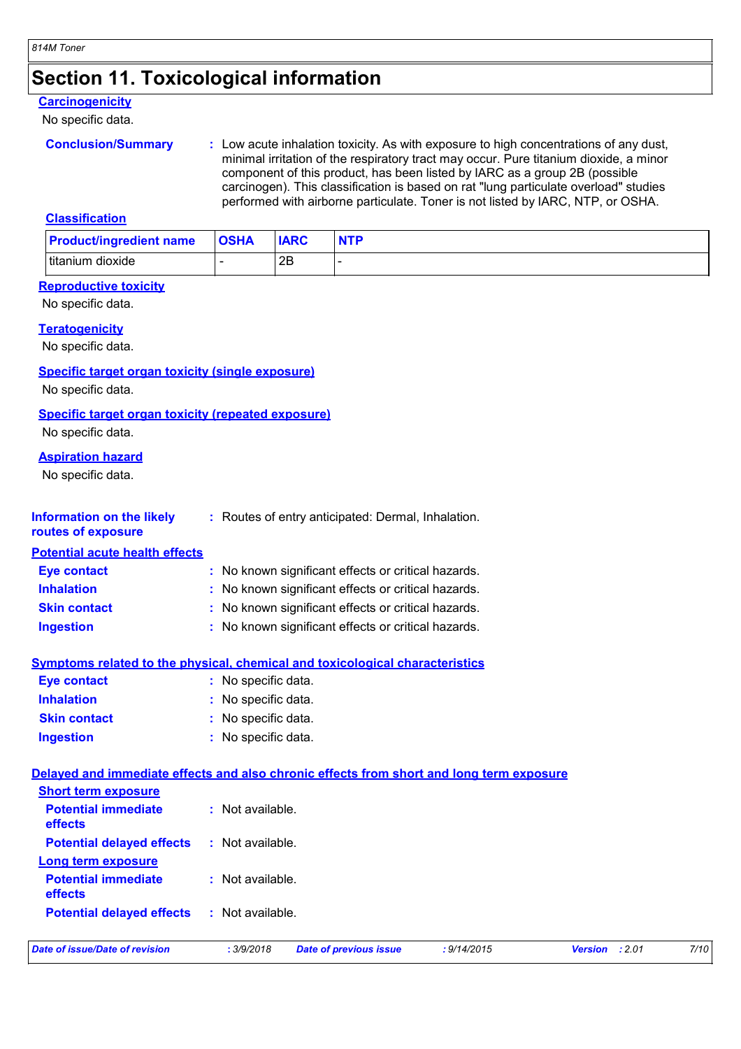# Section 11. Toxicological information

### Carcinogenicity

No specific data.

**Conclusion/Summary** : Low acute inhalation toxicity. As with exposure to high concentrations of any dust, minimal irritation of the respiratory tract may occur. Pure titanium dioxide, a minor component of this product, has been listed by IARC as a group 2B (possible carcinogen). This classification is based on rat "lung particulate overload" studies performed with airborne particulate. Toner is not listed by IARC, NTP, or OSHA.

### Classification

| Product/ingredient name | OSHA | IARC | NTP |
|---|---|---|---|
| titanium dioxide | - | 2B | - |

### Reproductive toxicity

No specific data.

### Teratogenicity

No specific data.

### Specific target organ toxicity (single exposure)

No specific data.

### Specific target organ toxicity (repeated exposure)

No specific data.

### Aspiration hazard

No specific data.

**Information on the likely routes of exposure** : Routes of entry anticipated: Dermal, Inhalation.

### Potential acute health effects

**Eye contact** : No known significant effects or critical hazards.
**Inhalation** : No known significant effects or critical hazards.
**Skin contact** : No known significant effects or critical hazards.
**Ingestion** : No known significant effects or critical hazards.

### Symptoms related to the physical, chemical and toxicological characteristics

**Eye contact** : No specific data.
**Inhalation** : No specific data.
**Skin contact** : No specific data.
**Ingestion** : No specific data.

### Delayed and immediate effects and also chronic effects from short and long term exposure

**Short term exposure**

**Potential immediate effects** : Not available.
**Potential delayed effects** : Not available.

**Long term exposure**

**Potential immediate effects** : Not available.
**Potential delayed effects** : Not available.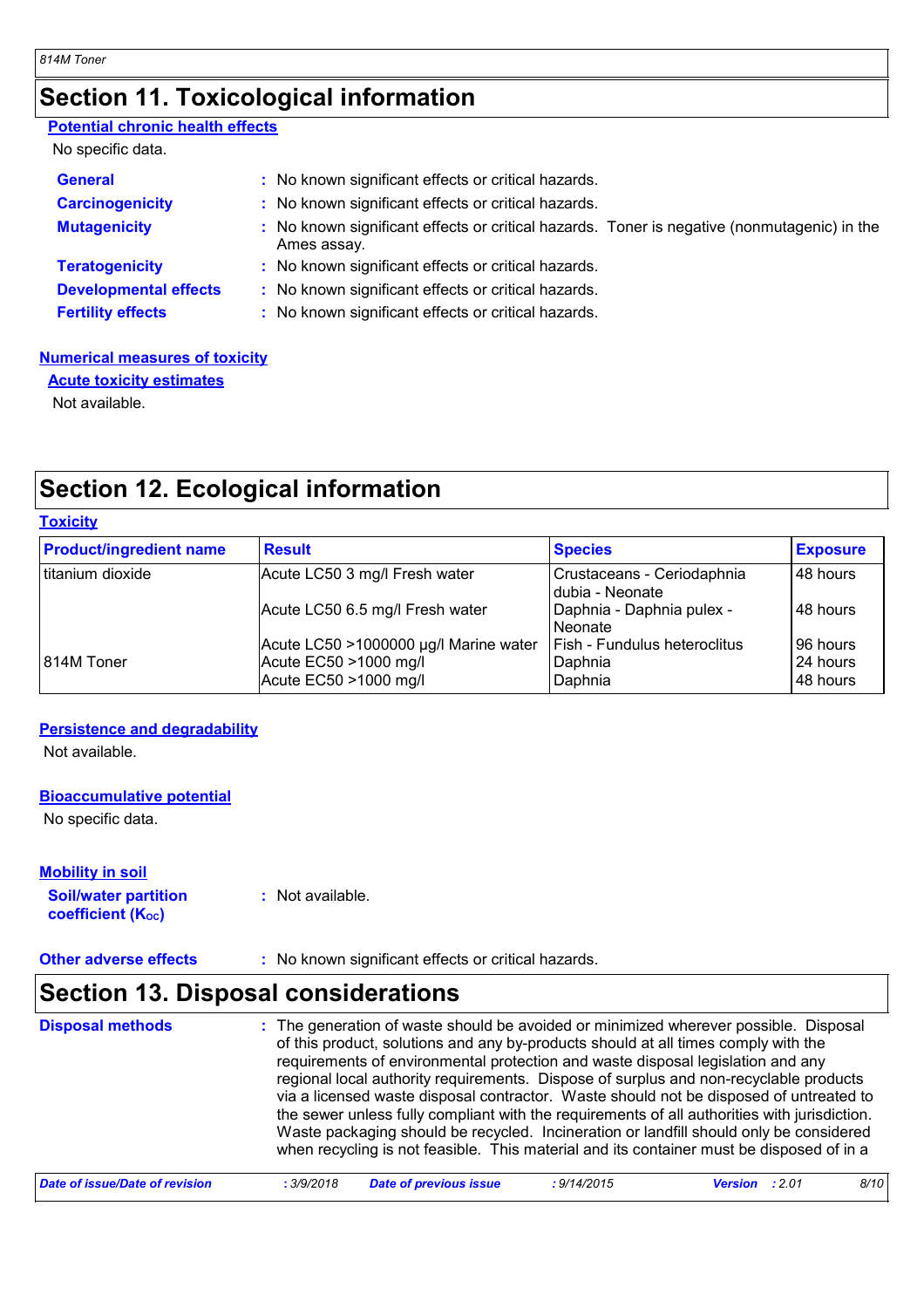# Section 11. Toxicological information

**Potential chronic health effects**

No specific data.

| | |
|---|---|
| **General** | : No known significant effects or critical hazards. |
| **Carcinogenicity** | : No known significant effects or critical hazards. |
| **Mutagenicity** | : No known significant effects or critical hazards. Toner is negative (nonmutagenic) in the Ames assay. |
| **Teratogenicity** | : No known significant effects or critical hazards. |
| **Developmental effects** | : No known significant effects or critical hazards. |
| **Fertility effects** | : No known significant effects or critical hazards. |

**Numerical measures of toxicity**

**Acute toxicity estimates**

Not available.

# Section 12. Ecological information

**Toxicity**

| Product/ingredient name | Result | Species | Exposure |
|---|---|---|---|
| titanium dioxide | Acute LC50 3 mg/l Fresh water | Crustaceans - Ceriodaphnia dubia - Neonate | 48 hours |
| | Acute LC50 6.5 mg/l Fresh water | Daphnia - Daphnia pulex - Neonate | 48 hours |
| | Acute LC50 >1000000 µg/l Marine water | Fish - Fundulus heteroclitus | 96 hours |
| 814M Toner | Acute EC50 >1000 mg/l | Daphnia | 24 hours |
| | Acute EC50 >1000 mg/l | Daphnia | 48 hours |

**Persistence and degradability**

Not available.

**Bioaccumulative potential**

No specific data.

**Mobility in soil**

**Soil/water partition coefficient ($K_{OC}$)** : Not available.

**Other adverse effects** : No known significant effects or critical hazards.

# Section 13. Disposal considerations

**Disposal methods** : The generation of waste should be avoided or minimized wherever possible. Disposal of this product, solutions and any by-products should at all times comply with the requirements of environmental protection and waste disposal legislation and any regional local authority requirements. Dispose of surplus and non-recyclable products via a licensed waste disposal contractor. Waste should not be disposed of untreated to the sewer unless fully compliant with the requirements of all authorities with jurisdiction. Waste packaging should be recycled. Incineration or landfill should only be considered when recycling is not feasible. This material and its container must be disposed of in a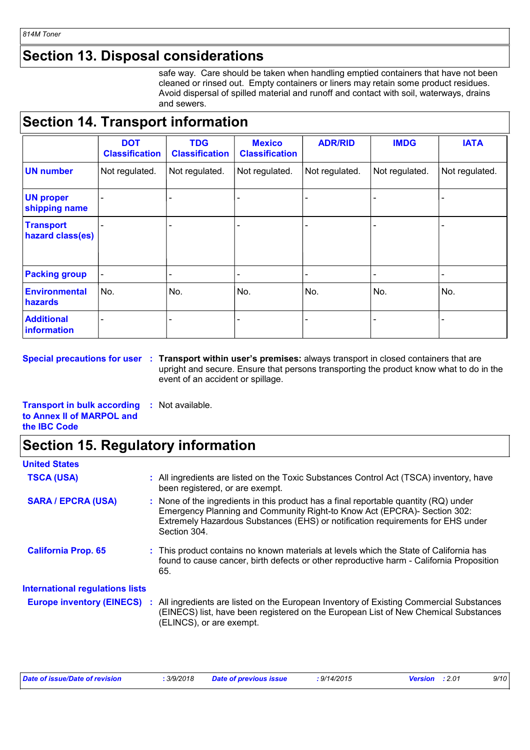## Section 13. Disposal considerations

safe way. Care should be taken when handling emptied containers that have not been cleaned or rinsed out. Empty containers or liners may retain some product residues. Avoid dispersal of spilled material and runoff and contact with soil, waterways, drains and sewers.

## Section 14. Transport information

| | DOT Classification | TDG Classification | Mexico Classification | ADR/RID | IMDG | IATA |
|---|---|---|---|---|---|---|
| **UN number** | Not regulated. | Not regulated. | Not regulated. | Not regulated. | Not regulated. | Not regulated. |
| **UN proper shipping name** | - | - | - | - | - | - |
| **Transport hazard class(es)** | - | - | - | - | - | - |
| **Packing group** | - | - | - | - | - | - |
| **Environmental hazards** | No. | No. | No. | No. | No. | No. |
| **Additional information** | - | - | - | - | - | - |

**Special precautions for user** : **Transport within user's premises:** always transport in closed containers that are upright and secure. Ensure that persons transporting the product know what to do in the event of an accident or spillage.

**Transport in bulk according to Annex II of MARPOL and the IBC Code** : Not available.

## Section 15. Regulatory information

**United States**

**TSCA (USA)** : All ingredients are listed on the Toxic Substances Control Act (TSCA) inventory, have been registered, or are exempt.

**SARA / EPCRA (USA)** : None of the ingredients in this product has a final reportable quantity (RQ) under Emergency Planning and Community Right-to Know Act (EPCRA)- Section 302: Extremely Hazardous Substances (EHS) or notification requirements for EHS under Section 304.

**California Prop. 65** : This product contains no known materials at levels which the State of California has found to cause cancer, birth defects or other reproductive harm - California Proposition 65.

**International regulations lists**

**Europe inventory (EINECS)** : All ingredients are listed on the European Inventory of Existing Commercial Substances (EINECS) list, have been registered on the European List of New Chemical Substances (ELINCS), or are exempt.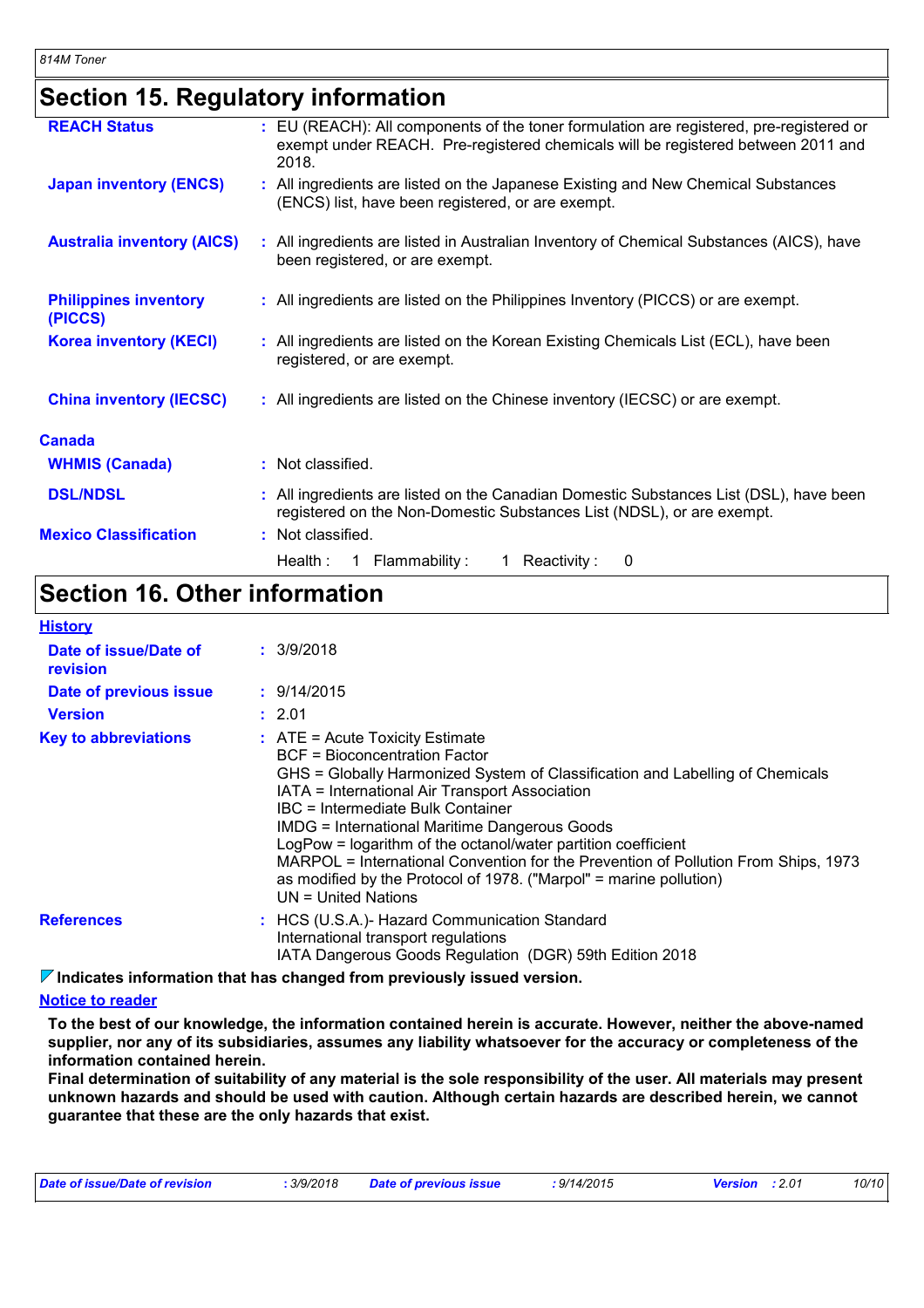## Section 15. Regulatory information

**REACH Status** : EU (REACH): All components of the toner formulation are registered, pre-registered or exempt under REACH. Pre-registered chemicals will be registered between 2011 and 2018.

**Japan inventory (ENCS)** : All ingredients are listed on the Japanese Existing and New Chemical Substances (ENCS) list, have been registered, or are exempt.

**Australia inventory (AICS)** : All ingredients are listed in Australian Inventory of Chemical Substances (AICS), have been registered, or are exempt.

**Philippines inventory (PICCS)** : All ingredients are listed on the Philippines Inventory (PICCS) or are exempt.

**Korea inventory (KECI)** : All ingredients are listed on the Korean Existing Chemicals List (ECL), have been registered, or are exempt.

**China inventory (IECSC)** : All ingredients are listed on the Chinese inventory (IECSC) or are exempt.

**Canada**

**WHMIS (Canada)** : Not classified.

**DSL/NDSL** : All ingredients are listed on the Canadian Domestic Substances List (DSL), have been registered on the Non-Domestic Substances List (NDSL), or are exempt.

**Mexico Classification** : Not classified.

Health : 1 Flammability : 1 Reactivity : 0

## Section 16. Other information

**History**

**Date of issue/Date of revision** : 3/9/2018

**Date of previous issue** : 9/14/2015

**Version** : 2.01

**Key to abbreviations** : ATE = Acute Toxicity Estimate
BCF = Bioconcentration Factor
GHS = Globally Harmonized System of Classification and Labelling of Chemicals
IATA = International Air Transport Association
IBC = Intermediate Bulk Container
IMDG = International Maritime Dangerous Goods
LogPow = logarithm of the octanol/water partition coefficient
MARPOL = International Convention for the Prevention of Pollution From Ships, 1973 as modified by the Protocol of 1978. ("Marpol" = marine pollution)
UN = United Nations

**References** : HCS (U.S.A.)- Hazard Communication Standard
International transport regulations
IATA Dangerous Goods Regulation (DGR) 59th Edition 2018

**Indicates information that has changed from previously issued version.**

**Notice to reader**

**To the best of our knowledge, the information contained herein is accurate. However, neither the above-named supplier, nor any of its subsidiaries, assumes any liability whatsoever for the accuracy or completeness of the information contained herein.**
**Final determination of suitability of any material is the sole responsibility of the user. All materials may present unknown hazards and should be used with caution. Although certain hazards are described herein, we cannot guarantee that these are the only hazards that exist.**